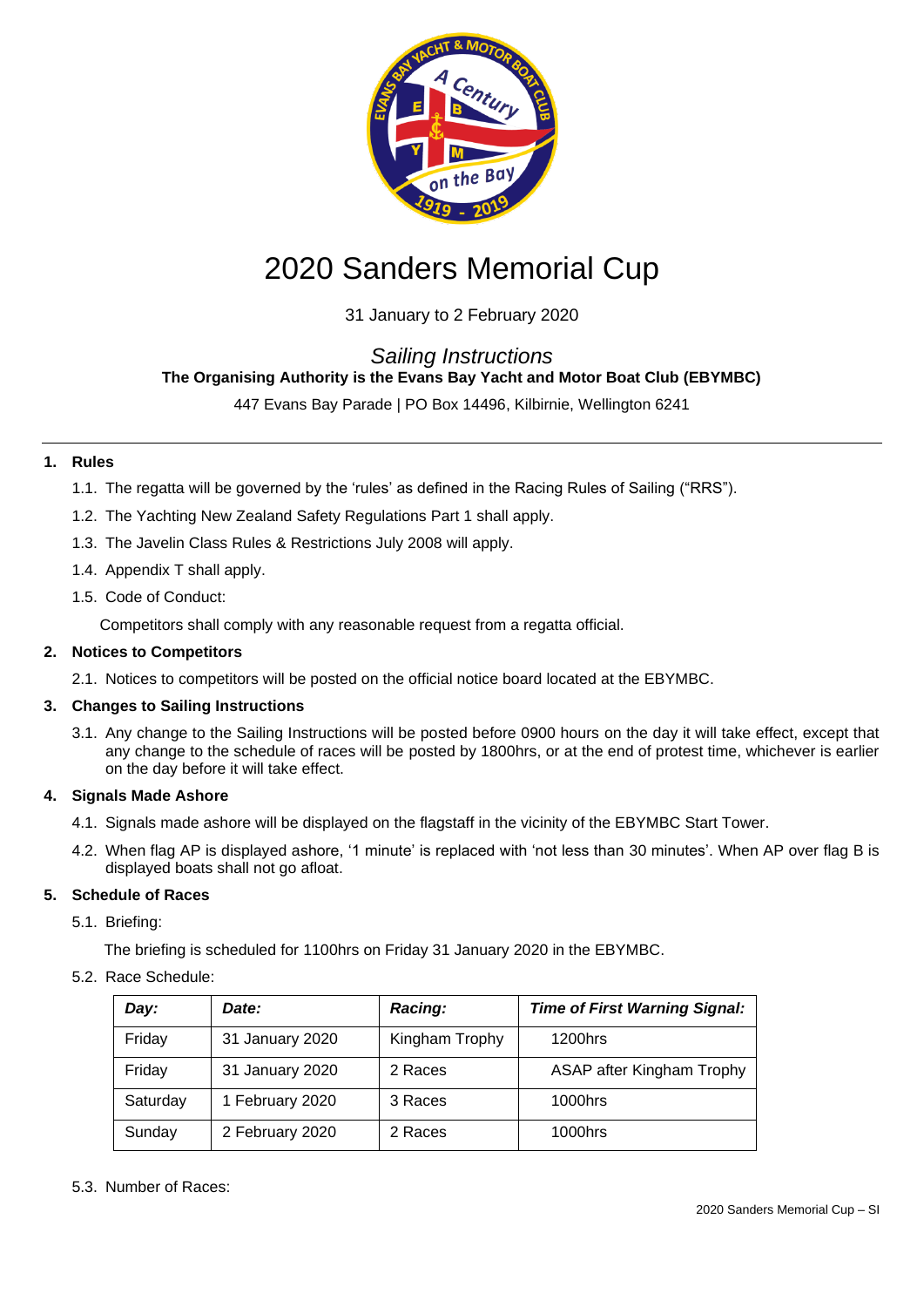# 2020 Sanders Memorial Cup

31 January to 2 February 2020

*Sailing Instructions*

**The Organising Authority is the Evans Bay Yacht and Motor Boat Club (EBYMBC)**

447 Evans Bay Parade | PO Box 14496, Kilbirnie, Wellington 6241

---

## 1. Rules

1.1. The regatta will be governed by the 'rules' as defined in the Racing Rules of Sailing ("RRS").

1.2. The Yachting New Zealand Safety Regulations Part 1 shall apply.

1.3. The Javelin Class Rules & Restrictions July 2008 will apply.

1.4. Appendix T shall apply.

1.5. Code of Conduct:

Competitors shall comply with any reasonable request from a regatta official.

## 2. Notices to Competitors

2.1. Notices to competitors will be posted on the official notice board located at the EBYMBC.

## 3. Changes to Sailing Instructions

3.1. Any change to the Sailing Instructions will be posted before 0900 hours on the day it will take effect, except that any change to the schedule of races will be posted by 1800hrs, or at the end of protest time, whichever is earlier on the day before it will take effect.

## 4. Signals Made Ashore

4.1. Signals made ashore will be displayed on the flagstaff in the vicinity of the EBYMBC Start Tower.

4.2. When flag AP is displayed ashore, '1 minute' is replaced with 'not less than 30 minutes'. When AP over flag B is displayed boats shall not go afloat.

## 5. Schedule of Races

5.1. Briefing:

The briefing is scheduled for 1100hrs on Friday 31 January 2020 in the EBYMBC.

5.2. Race Schedule:

| *Day:* | *Date:* | *Racing:* | *Time of First Warning Signal:* |
|---|---|---|---|
| Friday | 31 January 2020 | Kingham Trophy | 1200hrs |
| Friday | 31 January 2020 | 2 Races | ASAP after Kingham Trophy |
| Saturday | 1 February 2020 | 3 Races | 1000hrs |
| Sunday | 2 February 2020 | 2 Races | 1000hrs |

5.3. Number of Races: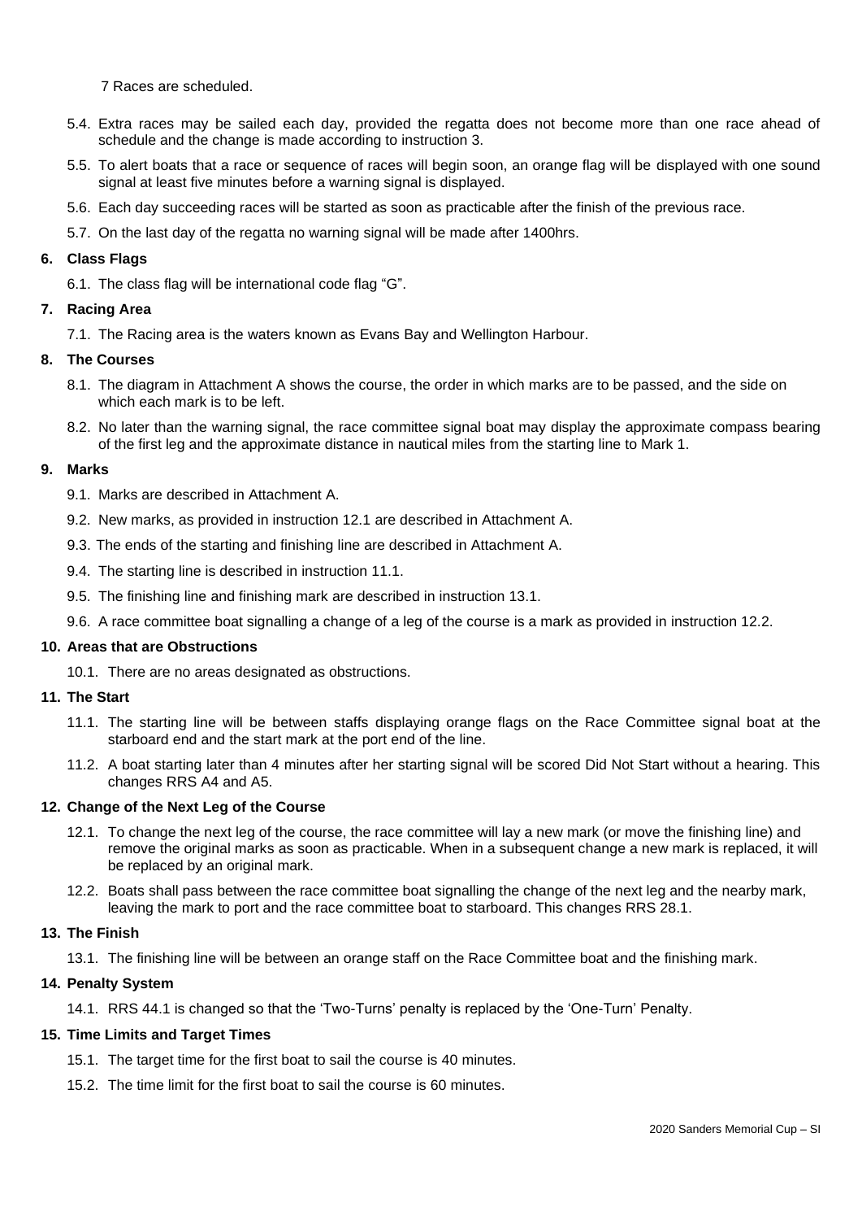7 Races are scheduled.

5.4. Extra races may be sailed each day, provided the regatta does not become more than one race ahead of schedule and the change is made according to instruction 3.

5.5. To alert boats that a race or sequence of races will begin soon, an orange flag will be displayed with one sound signal at least five minutes before a warning signal is displayed.

5.6. Each day succeeding races will be started as soon as practicable after the finish of the previous race.

5.7. On the last day of the regatta no warning signal will be made after 1400hrs.

**6. Class Flags**

6.1. The class flag will be international code flag "G".

**7. Racing Area**

7.1. The Racing area is the waters known as Evans Bay and Wellington Harbour.

**8. The Courses**

8.1. The diagram in Attachment A shows the course, the order in which marks are to be passed, and the side on which each mark is to be left.

8.2. No later than the warning signal, the race committee signal boat may display the approximate compass bearing of the first leg and the approximate distance in nautical miles from the starting line to Mark 1.

**9. Marks**

9.1. Marks are described in Attachment A.

9.2. New marks, as provided in instruction 12.1 are described in Attachment A.

9.3. The ends of the starting and finishing line are described in Attachment A.

9.4. The starting line is described in instruction 11.1.

9.5. The finishing line and finishing mark are described in instruction 13.1.

9.6. A race committee boat signalling a change of a leg of the course is a mark as provided in instruction 12.2.

**10. Areas that are Obstructions**

10.1. There are no areas designated as obstructions.

**11. The Start**

11.1. The starting line will be between staffs displaying orange flags on the Race Committee signal boat at the starboard end and the start mark at the port end of the line.

11.2. A boat starting later than 4 minutes after her starting signal will be scored Did Not Start without a hearing. This changes RRS A4 and A5.

**12. Change of the Next Leg of the Course**

12.1. To change the next leg of the course, the race committee will lay a new mark (or move the finishing line) and remove the original marks as soon as practicable. When in a subsequent change a new mark is replaced, it will be replaced by an original mark.

12.2. Boats shall pass between the race committee boat signalling the change of the next leg and the nearby mark, leaving the mark to port and the race committee boat to starboard. This changes RRS 28.1.

**13. The Finish**

13.1. The finishing line will be between an orange staff on the Race Committee boat and the finishing mark.

**14. Penalty System**

14.1. RRS 44.1 is changed so that the 'Two-Turns' penalty is replaced by the 'One-Turn' Penalty.

**15. Time Limits and Target Times**

15.1. The target time for the first boat to sail the course is 40 minutes.

15.2. The time limit for the first boat to sail the course is 60 minutes.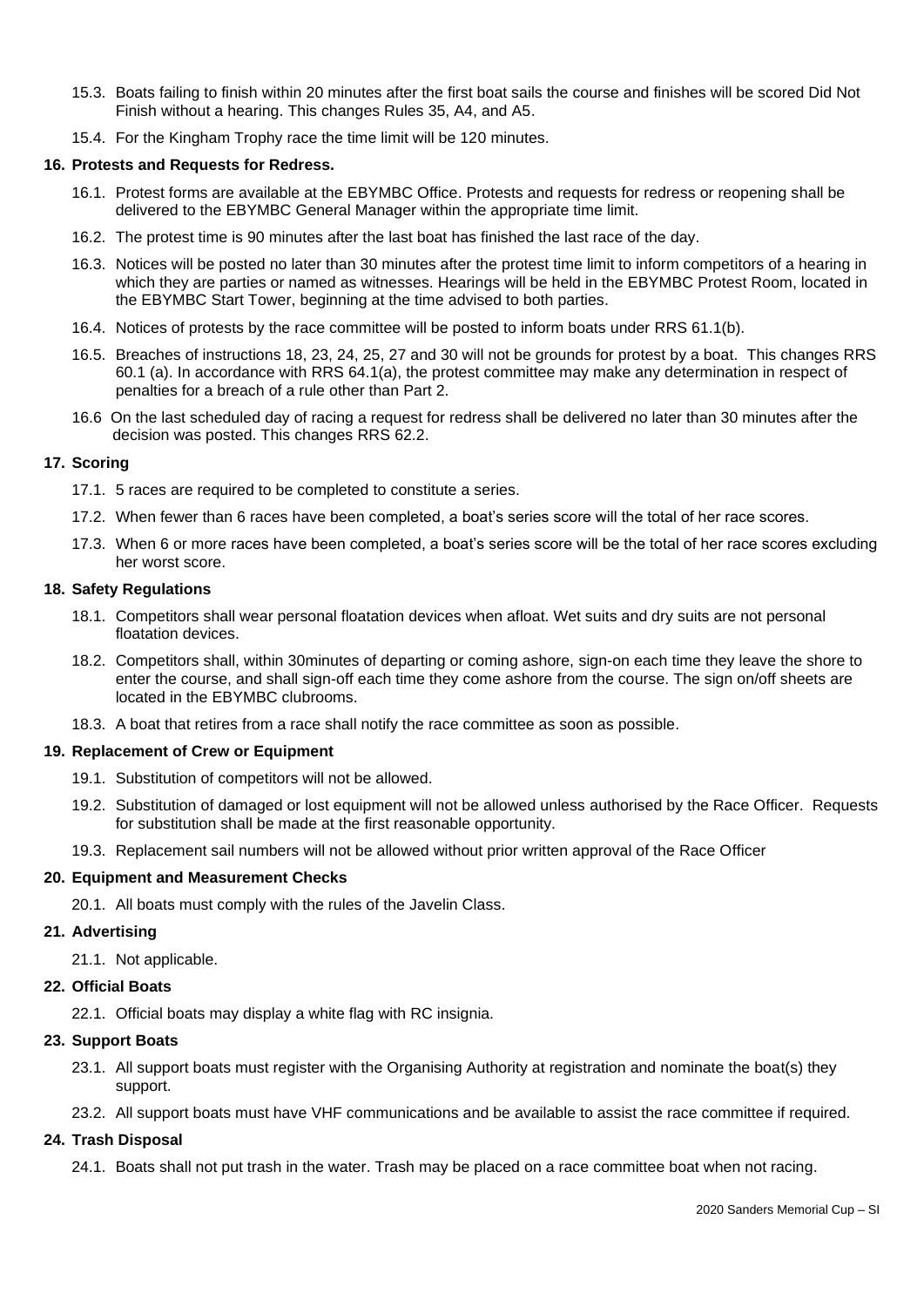15.3. Boats failing to finish within 20 minutes after the first boat sails the course and finishes will be scored Did Not Finish without a hearing. This changes Rules 35, A4, and A5.

15.4. For the Kingham Trophy race the time limit will be 120 minutes.

## 16. Protests and Requests for Redress.

16.1. Protest forms are available at the EBYMBC Office. Protests and requests for redress or reopening shall be delivered to the EBYMBC General Manager within the appropriate time limit.

16.2. The protest time is 90 minutes after the last boat has finished the last race of the day.

16.3. Notices will be posted no later than 30 minutes after the protest time limit to inform competitors of a hearing in which they are parties or named as witnesses. Hearings will be held in the EBYMBC Protest Room, located in the EBYMBC Start Tower, beginning at the time advised to both parties.

16.4. Notices of protests by the race committee will be posted to inform boats under RRS 61.1(b).

16.5. Breaches of instructions 18, 23, 24, 25, 27 and 30 will not be grounds for protest by a boat. This changes RRS 60.1 (a). In accordance with RRS 64.1(a), the protest committee may make any determination in respect of penalties for a breach of a rule other than Part 2.

16.6 On the last scheduled day of racing a request for redress shall be delivered no later than 30 minutes after the decision was posted. This changes RRS 62.2.

## 17. Scoring

17.1. 5 races are required to be completed to constitute a series.

17.2. When fewer than 6 races have been completed, a boat's series score will the total of her race scores.

17.3. When 6 or more races have been completed, a boat's series score will be the total of her race scores excluding her worst score.

## 18. Safety Regulations

18.1. Competitors shall wear personal floatation devices when afloat. Wet suits and dry suits are not personal floatation devices.

18.2. Competitors shall, within 30minutes of departing or coming ashore, sign-on each time they leave the shore to enter the course, and shall sign-off each time they come ashore from the course. The sign on/off sheets are located in the EBYMBC clubrooms.

18.3. A boat that retires from a race shall notify the race committee as soon as possible.

## 19. Replacement of Crew or Equipment

19.1. Substitution of competitors will not be allowed.

19.2. Substitution of damaged or lost equipment will not be allowed unless authorised by the Race Officer. Requests for substitution shall be made at the first reasonable opportunity.

19.3. Replacement sail numbers will not be allowed without prior written approval of the Race Officer

## 20. Equipment and Measurement Checks

20.1. All boats must comply with the rules of the Javelin Class.

## 21. Advertising

21.1. Not applicable.

## 22. Official Boats

22.1. Official boats may display a white flag with RC insignia.

## 23. Support Boats

23.1. All support boats must register with the Organising Authority at registration and nominate the boat(s) they support.

23.2. All support boats must have VHF communications and be available to assist the race committee if required.

## 24. Trash Disposal

24.1. Boats shall not put trash in the water. Trash may be placed on a race committee boat when not racing.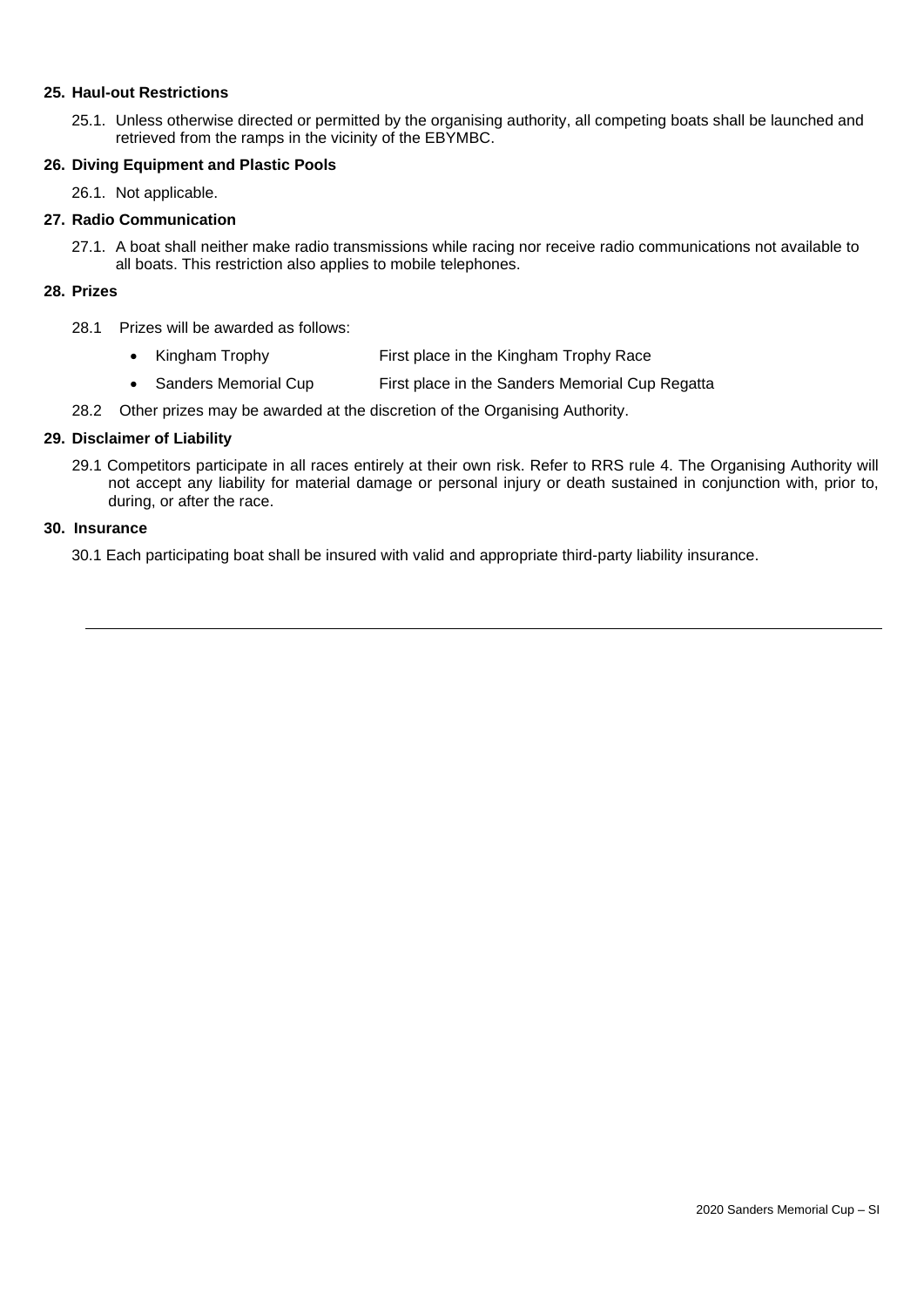## 25. Haul-out Restrictions

25.1. Unless otherwise directed or permitted by the organising authority, all competing boats shall be launched and retrieved from the ramps in the vicinity of the EBYMBC.

## 26. Diving Equipment and Plastic Pools

26.1. Not applicable.

## 27. Radio Communication

27.1. A boat shall neither make radio transmissions while racing nor receive radio communications not available to all boats. This restriction also applies to mobile telephones.

## 28. Prizes

28.1 Prizes will be awarded as follows:

- Kingham Trophy — First place in the Kingham Trophy Race
- Sanders Memorial Cup — First place in the Sanders Memorial Cup Regatta

28.2 Other prizes may be awarded at the discretion of the Organising Authority.

## 29. Disclaimer of Liability

29.1 Competitors participate in all races entirely at their own risk. Refer to RRS rule 4. The Organising Authority will not accept any liability for material damage or personal injury or death sustained in conjunction with, prior to, during, or after the race.

## 30. Insurance

30.1 Each participating boat shall be insured with valid and appropriate third-party liability insurance.

---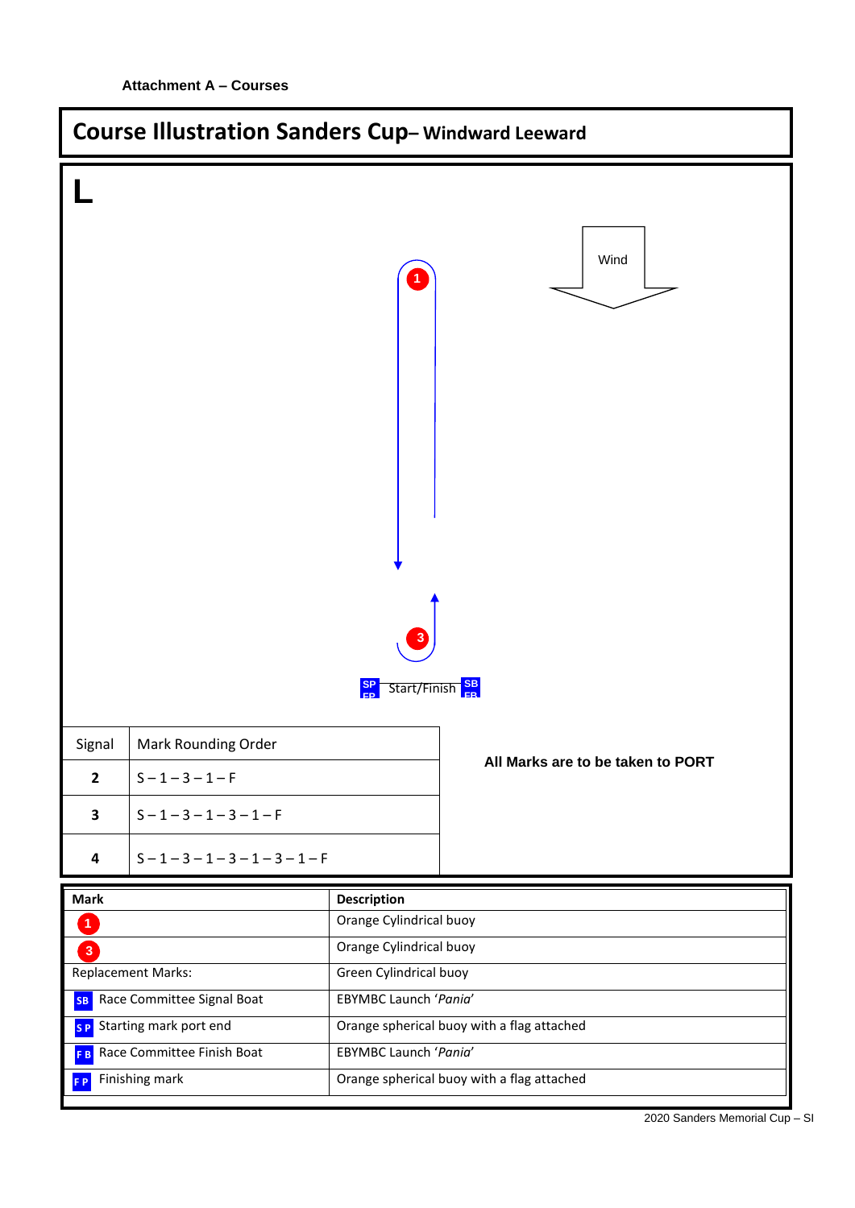**Attachment A – Courses**

# Course Illustration Sanders Cup– Windward Leeward

**L**

Wind

1

3

SP FP Start/Finish SB FB

| Signal | Mark Rounding Order |
|---|---|
| **2** | S – 1 – 3 – 1 – F |
| **3** | S – 1 – 3 – 1 – 3 – 1 – F |
| **4** | S – 1 – 3 – 1 – 3 – 1 – 3 – 1 – F |

**All Marks are to be taken to PORT**

| Mark | Description |
|---|---|
| 1 | Orange Cylindrical buoy |
| 3 | Orange Cylindrical buoy |
| Replacement Marks: | Green Cylindrical buoy |
| SB Race Committee Signal Boat | EBYMBC Launch *'Pania'* |
| SP Starting mark port end | Orange spherical buoy with a flag attached |
| FB Race Committee Finish Boat | EBYMBC Launch *'Pania'* |
| FP Finishing mark | Orange spherical buoy with a flag attached |